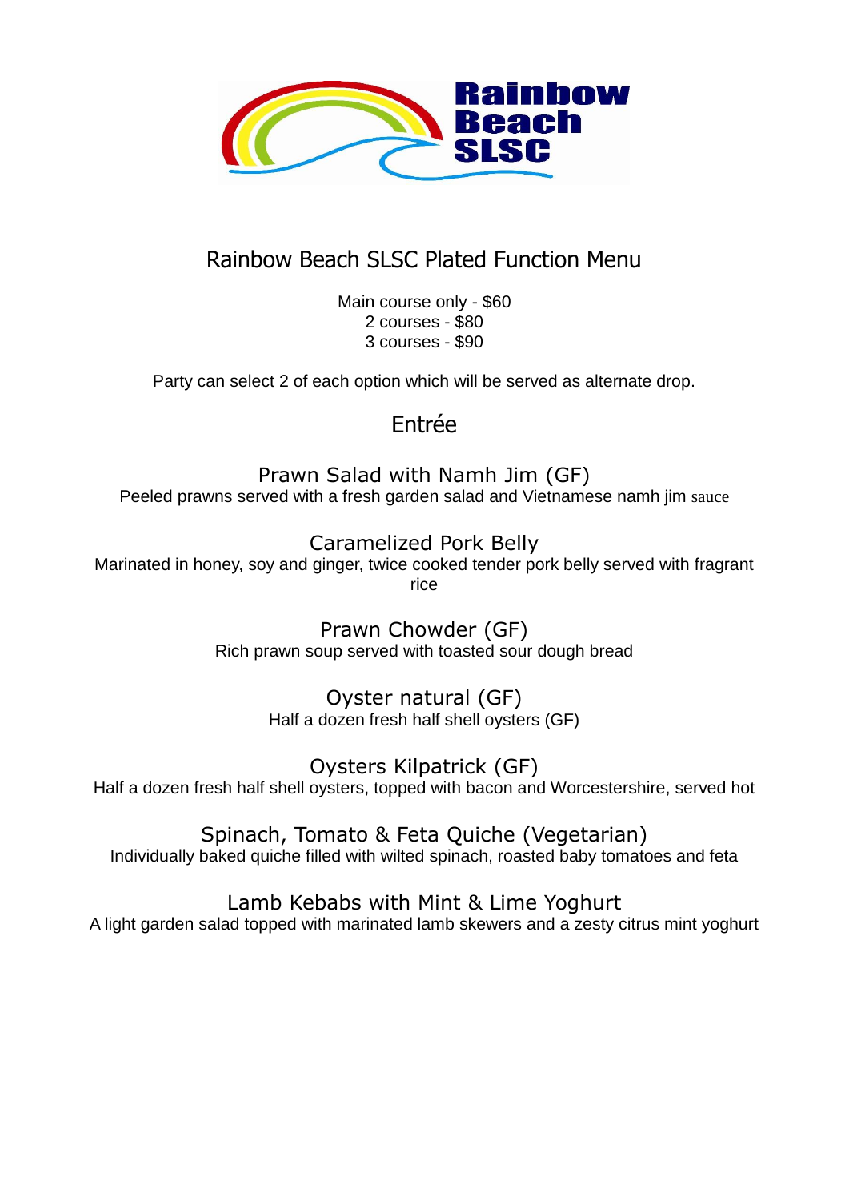# Rainbow Beach SLSC Plated Function Menu

Main course only - $60
2 courses - $80
3 courses - $90

Party can select 2 of each option which will be served as alternate drop.

## Entrée

### Prawn Salad with Namh Jim (GF)

Peeled prawns served with a fresh garden salad and Vietnamese namh jim sauce

### Caramelized Pork Belly

Marinated in honey, soy and ginger, twice cooked tender pork belly served with fragrant rice

### Prawn Chowder (GF)

Rich prawn soup served with toasted sour dough bread

### Oyster natural (GF)

Half a dozen fresh half shell oysters (GF)

### Oysters Kilpatrick (GF)

Half a dozen fresh half shell oysters, topped with bacon and Worcestershire, served hot

### Spinach, Tomato & Feta Quiche (Vegetarian)

Individually baked quiche filled with wilted spinach, roasted baby tomatoes and feta

### Lamb Kebabs with Mint & Lime Yoghurt

A light garden salad topped with marinated lamb skewers and a zesty citrus mint yoghurt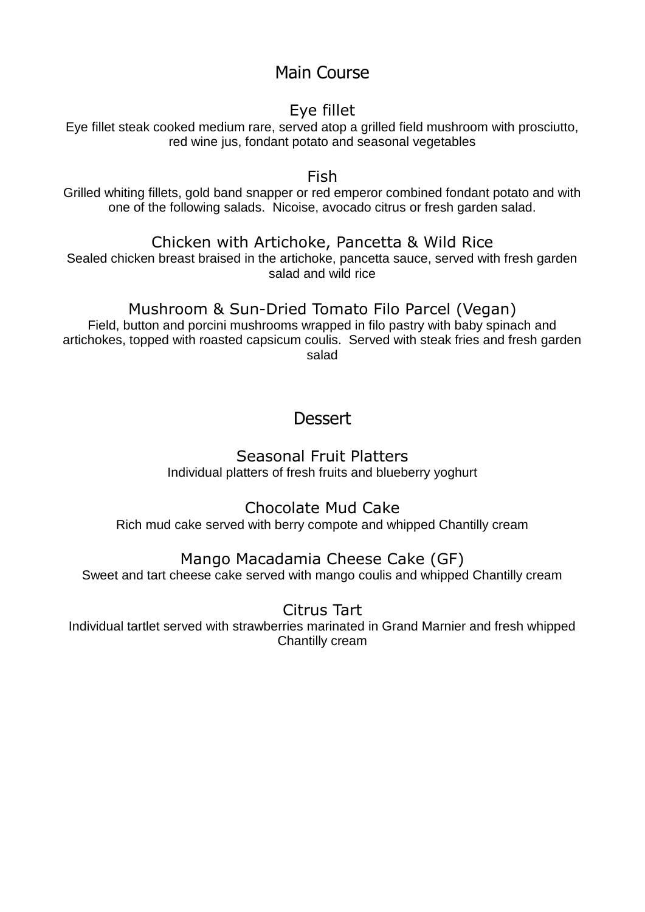## Main Course

### Eye fillet

Eye fillet steak cooked medium rare, served atop a grilled field mushroom with prosciutto, red wine jus, fondant potato and seasonal vegetables

### Fish

Grilled whiting fillets, gold band snapper or red emperor combined fondant potato and with one of the following salads. Nicoise, avocado citrus or fresh garden salad.

### Chicken with Artichoke, Pancetta & Wild Rice

Sealed chicken breast braised in the artichoke, pancetta sauce, served with fresh garden salad and wild rice

### Mushroom & Sun-Dried Tomato Filo Parcel (Vegan)

Field, button and porcini mushrooms wrapped in filo pastry with baby spinach and artichokes, topped with roasted capsicum coulis. Served with steak fries and fresh garden salad

## Dessert

### Seasonal Fruit Platters

Individual platters of fresh fruits and blueberry yoghurt

### Chocolate Mud Cake

Rich mud cake served with berry compote and whipped Chantilly cream

### Mango Macadamia Cheese Cake (GF)

Sweet and tart cheese cake served with mango coulis and whipped Chantilly cream

### Citrus Tart

Individual tartlet served with strawberries marinated in Grand Marnier and fresh whipped Chantilly cream